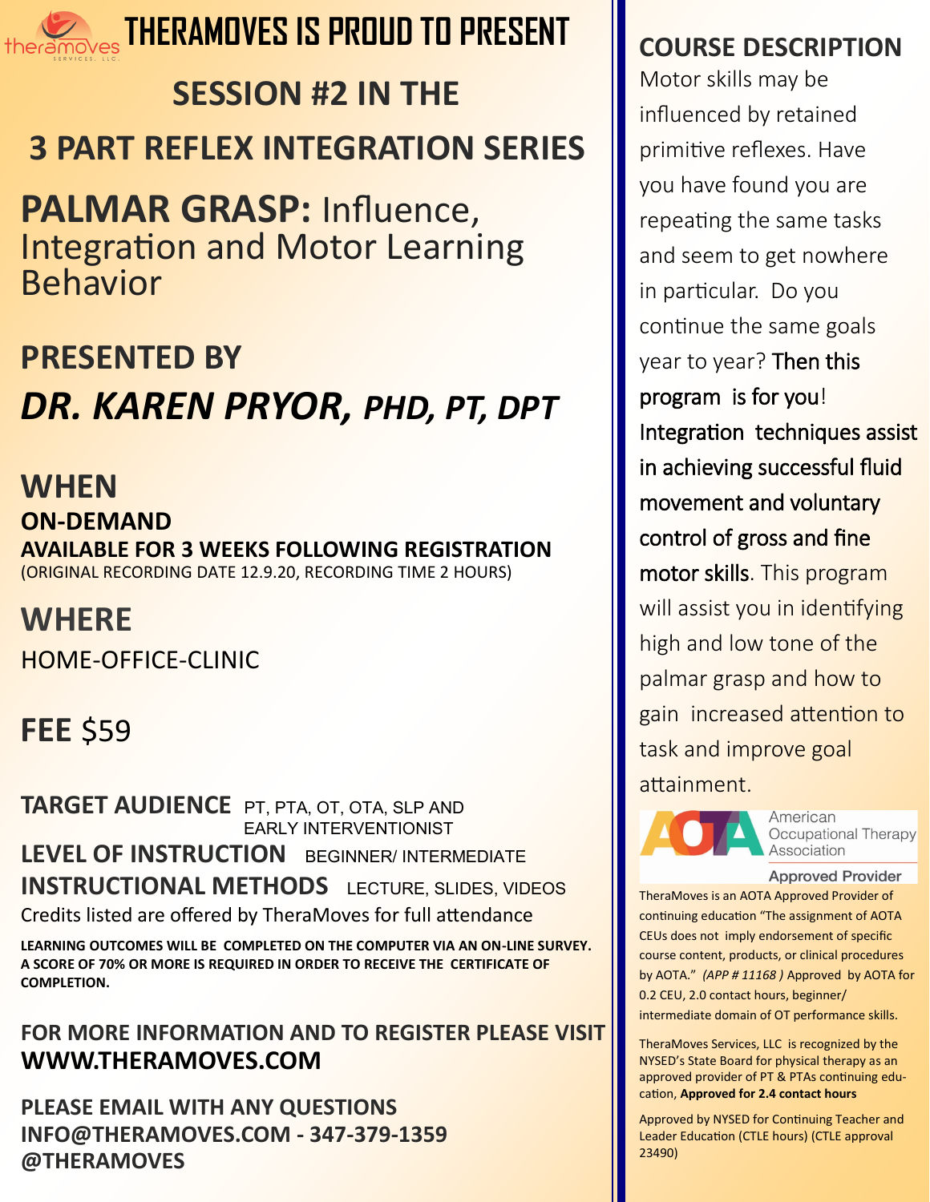# THERAMOVES IS PROUD TO PRESENT

## SESSION #2 IN THE

## 3 PART REFLEX INTEGRATION SERIES

# PALMAR GRASP: Influence, Integration and Motor Learning Behavior

## PRESENTED BY

## *DR. KAREN PRYOR, PHD, PT, DPT*

## WHEN

**ON-DEMAND**

**AVAILABLE FOR 3 WEEKS FOLLOWING REGISTRATION**

(ORIGINAL RECORDING DATE 12.9.20, RECORDING TIME 2 HOURS)

## WHERE

HOME-OFFICE-CLINIC

## FEE $59

**TARGET AUDIENCE** PT, PTA, OT, OTA, SLP AND EARLY INTERVENTIONIST

**LEVEL OF INSTRUCTION** BEGINNER/ INTERMEDIATE

**INSTRUCTIONAL METHODS** LECTURE, SLIDES, VIDEOS

Credits listed are offered by TheraMoves for full attendance

**LEARNING OUTCOMES WILL BE COMPLETED ON THE COMPUTER VIA AN ON-LINE SURVEY. A SCORE OF 70% OR MORE IS REQUIRED IN ORDER TO RECEIVE THE CERTIFICATE OF COMPLETION.**

**FOR MORE INFORMATION AND TO REGISTER PLEASE VISIT WWW.THERAMOVES.COM**

**PLEASE EMAIL WITH ANY QUESTIONS INFO@THERAMOVES.COM - 347-379-1359 @THERAMOVES**

## COURSE DESCRIPTION

Motor skills may be influenced by retained primitive reflexes. Have you have found you are repeating the same tasks and seem to get nowhere in particular. Do you continue the same goals year to year? Then this program is for you! Integration techniques assist in achieving successful fluid movement and voluntary control of gross and fine motor skills. This program will assist you in identifying high and low tone of the palmar grasp and how to gain increased attention to task and improve goal attainment.

American Occupational Therapy Association

Approved Provider

TheraMoves is an AOTA Approved Provider of continuing education "The assignment of AOTA CEUs does not imply endorsement of specific course content, products, or clinical procedures by AOTA." *(APP # 11168 )* Approved by AOTA for 0.2 CEU, 2.0 contact hours, beginner/ intermediate domain of OT performance skills.

TheraMoves Services, LLC is recognized by the NYSED's State Board for physical therapy as an approved provider of PT & PTAs continuing education, **Approved for 2.4 contact hours**

Approved by NYSED for Continuing Teacher and Leader Education (CTLE hours) (CTLE approval 23490)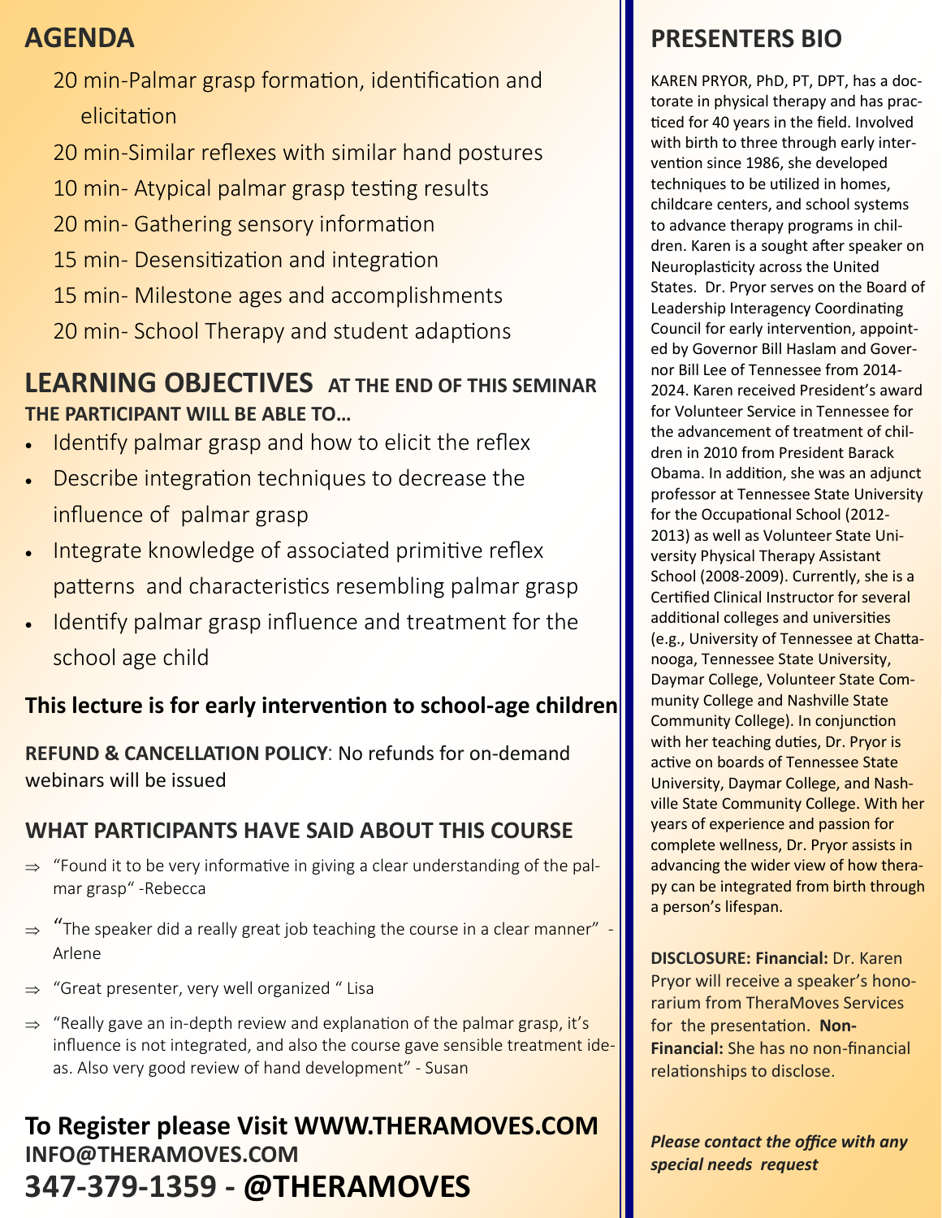## AGENDA

- 20 min-Palmar grasp formation, identification and elicitation
- 20 min-Similar reflexes with similar hand postures
- 10 min- Atypical palmar grasp testing results
- 20 min- Gathering sensory information
- 15 min- Desensitization and integration
- 15 min- Milestone ages and accomplishments
- 20 min- School Therapy and student adaptions

## LEARNING OBJECTIVES **AT THE END OF THIS SEMINAR THE PARTICIPANT WILL BE ABLE TO…**

- Identify palmar grasp and how to elicit the reflex
- Describe integration techniques to decrease the influence of palmar grasp
- Integrate knowledge of associated primitive reflex patterns and characteristics resembling palmar grasp
- Identify palmar grasp influence and treatment for the school age child

**This lecture is for early intervention to school-age children**

**REFUND & CANCELLATION POLICY**: No refunds for on-demand webinars will be issued

### WHAT PARTICIPANTS HAVE SAID ABOUT THIS COURSE

⇒ "Found it to be very informative in giving a clear understanding of the palmar grasp" -Rebecca

⇒ "The speaker did a really great job teaching the course in a clear manner" - Arlene

⇒ "Great presenter, very well organized " Lisa

⇒ "Really gave an in-depth review and explanation of the palmar grasp, it's influence is not integrated, and also the course gave sensible treatment ideas. Also very good review of hand development" - Susan

**To Register please Visit WWW.THERAMOVES.COM**
**INFO@THERAMOVES.COM**
**347-379-1359 - @THERAMOVES**

## PRESENTERS BIO

KAREN PRYOR, PhD, PT, DPT, has a doctorate in physical therapy and has practiced for 40 years in the field. Involved with birth to three through early intervention since 1986, she developed techniques to be utilized in homes, childcare centers, and school systems to advance therapy programs in children. Karen is a sought after speaker on Neuroplasticity across the United States. Dr. Pryor serves on the Board of Leadership Interagency Coordinating Council for early intervention, appointed by Governor Bill Haslam and Governor Bill Lee of Tennessee from 2014-2024. Karen received President's award for Volunteer Service in Tennessee for the advancement of treatment of children in 2010 from President Barack Obama. In addition, she was an adjunct professor at Tennessee State University for the Occupational School (2012-2013) as well as Volunteer State University Physical Therapy Assistant School (2008-2009). Currently, she is a Certified Clinical Instructor for several additional colleges and universities (e.g., University of Tennessee at Chattanooga, Tennessee State University, Daymar College, Volunteer State Community College and Nashville State Community College). In conjunction with her teaching duties, Dr. Pryor is active on boards of Tennessee State University, Daymar College, and Nashville State Community College. With her years of experience and passion for complete wellness, Dr. Pryor assists in advancing the wider view of how therapy can be integrated from birth through a person's lifespan.

**DISCLOSURE: Financial:** Dr. Karen Pryor will receive a speaker's honorarium from TheraMoves Services for the presentation. **Non-Financial:** She has no non-financial relationships to disclose.

***Please contact the office with any special needs request***